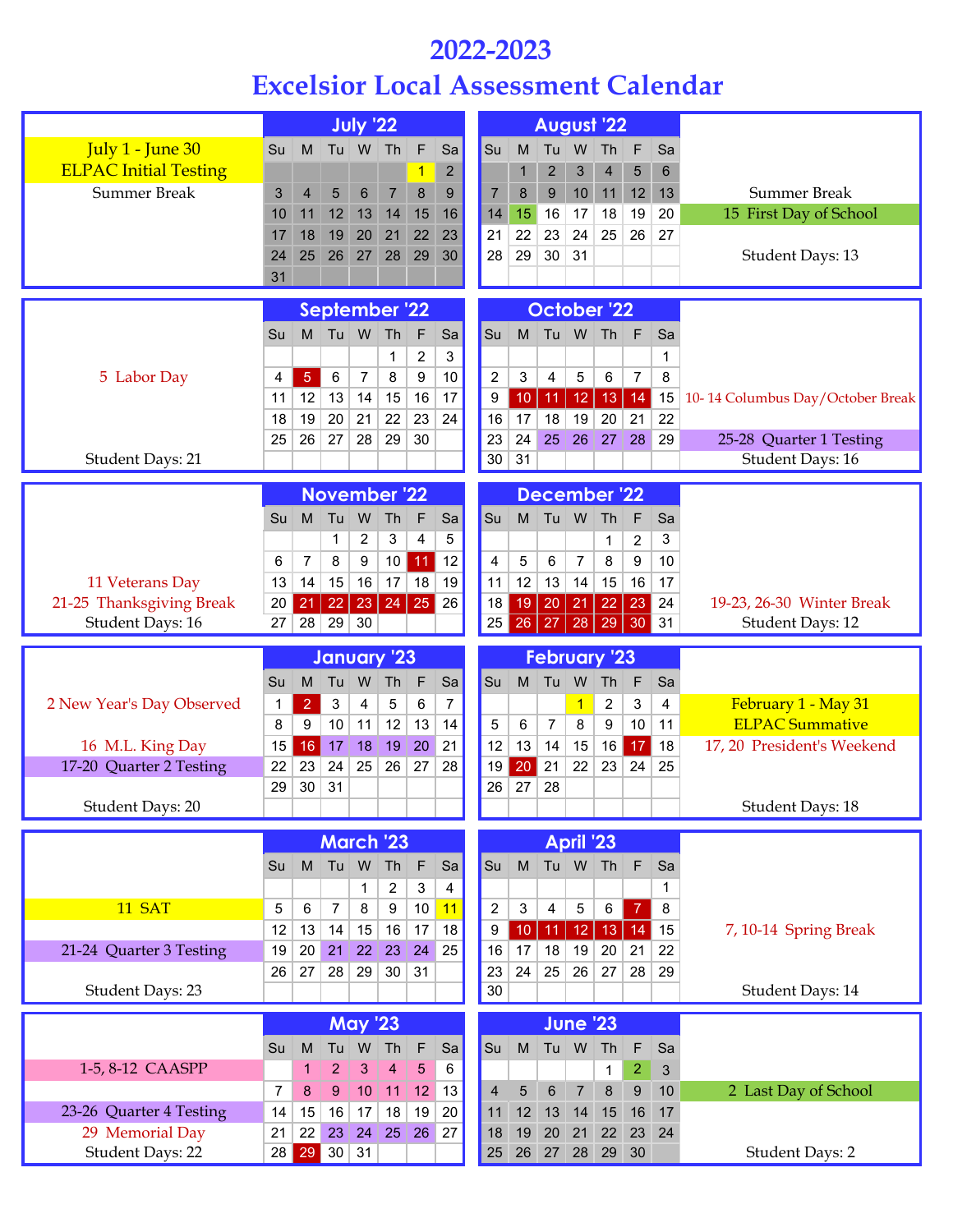# 2022-2023

# Excelsior Local Assessment Calendar

## July '22

July 1 - June 30 ELPAC Initial Testing

Summer Break

| Su | M | Tu | W | Th | F | Sa |
|---|---|---|---|---|---|---|
| | | | | | 1 | 2 |
| 3 | 4 | 5 | 6 | 7 | 8 | 9 |
| 10 | 11 | 12 | 13 | 14 | 15 | 16 |
| 17 | 18 | 19 | 20 | 21 | 22 | 23 |
| 24 | 25 | 26 | 27 | 28 | 29 | 30 |
| 31 | | | | | | |

## August '22

| Su | M | Tu | W | Th | F | Sa |
|---|---|---|---|---|---|---|
| | 1 | 2 | 3 | 4 | 5 | 6 |
| 7 | 8 | 9 | 10 | 11 | 12 | 13 |
| 14 | 15 | 16 | 17 | 18 | 19 | 20 |
| 21 | 22 | 23 | 24 | 25 | 26 | 27 |
| 28 | 29 | 30 | 31 | | | |

Summer Break

15 First Day of School

Student Days: 13

## September '22

5 Labor Day

| Su | M | Tu | W | Th | F | Sa |
|---|---|---|---|---|---|---|
| | | | | 1 | 2 | 3 |
| 4 | 5 | 6 | 7 | 8 | 9 | 10 |
| 11 | 12 | 13 | 14 | 15 | 16 | 17 |
| 18 | 19 | 20 | 21 | 22 | 23 | 24 |
| 25 | 26 | 27 | 28 | 29 | 30 | |

Student Days: 21

## October '22

| Su | M | Tu | W | Th | F | Sa |
|---|---|---|---|---|---|---|
| | | | | | | 1 |
| 2 | 3 | 4 | 5 | 6 | 7 | 8 |
| 9 | 10 | 11 | 12 | 13 | 14 | 15 |
| 16 | 17 | 18 | 19 | 20 | 21 | 22 |
| 23 | 24 | 25 | 26 | 27 | 28 | 29 |
| 30 | 31 | | | | | |

10- 14 Columbus Day/October Break

25-28 Quarter 1 Testing

Student Days: 16

## November '22

11 Veterans Day

21-25 Thanksgiving Break

Student Days: 16

| Su | M | Tu | W | Th | F | Sa |
|---|---|---|---|---|---|---|
| | | 1 | 2 | 3 | 4 | 5 |
| 6 | 7 | 8 | 9 | 10 | 11 | 12 |
| 13 | 14 | 15 | 16 | 17 | 18 | 19 |
| 20 | 21 | 22 | 23 | 24 | 25 | 26 |
| 27 | 28 | 29 | 30 | | | |

## December '22

| Su | M | Tu | W | Th | F | Sa |
|---|---|---|---|---|---|---|
| | | | | 1 | 2 | 3 |
| 4 | 5 | 6 | 7 | 8 | 9 | 10 |
| 11 | 12 | 13 | 14 | 15 | 16 | 17 |
| 18 | 19 | 20 | 21 | 22 | 23 | 24 |
| 25 | 26 | 27 | 28 | 29 | 30 | 31 |

19-23, 26-30 Winter Break

Student Days: 12

## January '23

2 New Year's Day Observed

16 M.L. King Day

17-20 Quarter 2 Testing

Student Days: 20

| Su | M | Tu | W | Th | F | Sa |
|---|---|---|---|---|---|---|
| 1 | 2 | 3 | 4 | 5 | 6 | 7 |
| 8 | 9 | 10 | 11 | 12 | 13 | 14 |
| 15 | 16 | 17 | 18 | 19 | 20 | 21 |
| 22 | 23 | 24 | 25 | 26 | 27 | 28 |
| 29 | 30 | 31 | | | | |

## February '23

| Su | M | Tu | W | Th | F | Sa |
|---|---|---|---|---|---|---|
| | | | 1 | 2 | 3 | 4 |
| 5 | 6 | 7 | 8 | 9 | 10 | 11 |
| 12 | 13 | 14 | 15 | 16 | 17 | 18 |
| 19 | 20 | 21 | 22 | 23 | 24 | 25 |
| 26 | 27 | 28 | | | | |

February 1 - May 31 ELPAC Summative

17, 20 President's Weekend

Student Days: 18

## March '23

11 SAT

21-24 Quarter 3 Testing

Student Days: 23

| Su | M | Tu | W | Th | F | Sa |
|---|---|---|---|---|---|---|
| | | | 1 | 2 | 3 | 4 |
| 5 | 6 | 7 | 8 | 9 | 10 | 11 |
| 12 | 13 | 14 | 15 | 16 | 17 | 18 |
| 19 | 20 | 21 | 22 | 23 | 24 | 25 |
| 26 | 27 | 28 | 29 | 30 | 31 | |

## April '23

| Su | M | Tu | W | Th | F | Sa |
|---|---|---|---|---|---|---|
| | | | | | | 1 |
| 2 | 3 | 4 | 5 | 6 | 7 | 8 |
| 9 | 10 | 11 | 12 | 13 | 14 | 15 |
| 16 | 17 | 18 | 19 | 20 | 21 | 22 |
| 23 | 24 | 25 | 26 | 27 | 28 | 29 |
| 30 | | | | | | |

7, 10-14 Spring Break

Student Days: 14

## May '23

1-5, 8-12 CAASPP

23-26 Quarter 4 Testing

29 Memorial Day

Student Days: 22

| Su | M | Tu | W | Th | F | Sa |
|---|---|---|---|---|---|---|
| | 1 | 2 | 3 | 4 | 5 | 6 |
| 7 | 8 | 9 | 10 | 11 | 12 | 13 |
| 14 | 15 | 16 | 17 | 18 | 19 | 20 |
| 21 | 22 | 23 | 24 | 25 | 26 | 27 |
| 28 | 29 | 30 | 31 | | | |

## June '23

| Su | M | Tu | W | Th | F | Sa |
|---|---|---|---|---|---|---|
| | | | | 1 | 2 | 3 |
| 4 | 5 | 6 | 7 | 8 | 9 | 10 |
| 11 | 12 | 13 | 14 | 15 | 16 | 17 |
| 18 | 19 | 20 | 21 | 22 | 23 | 24 |
| 25 | 26 | 27 | 28 | 29 | 30 | |

2 Last Day of School

Student Days: 2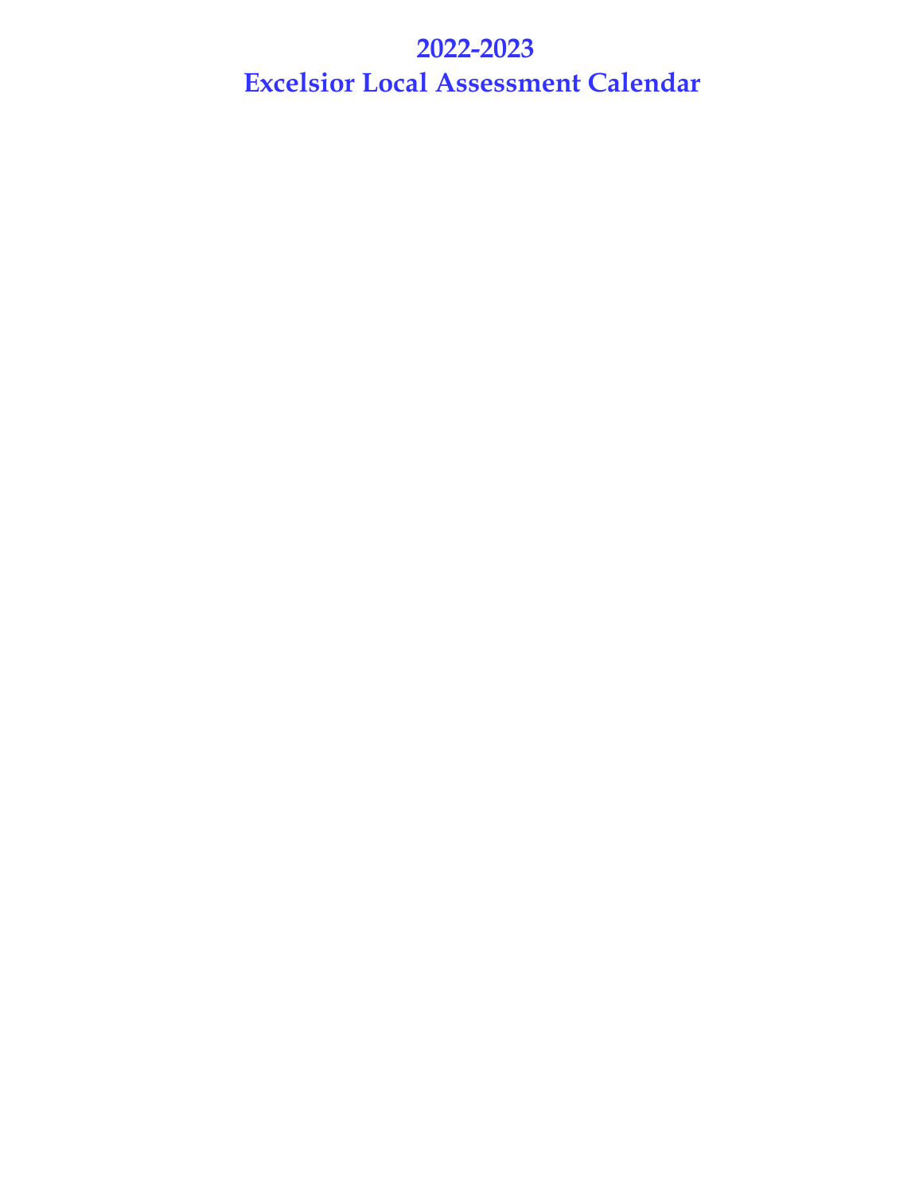# 2022-2023
# Excelsior Local Assessment Calendar